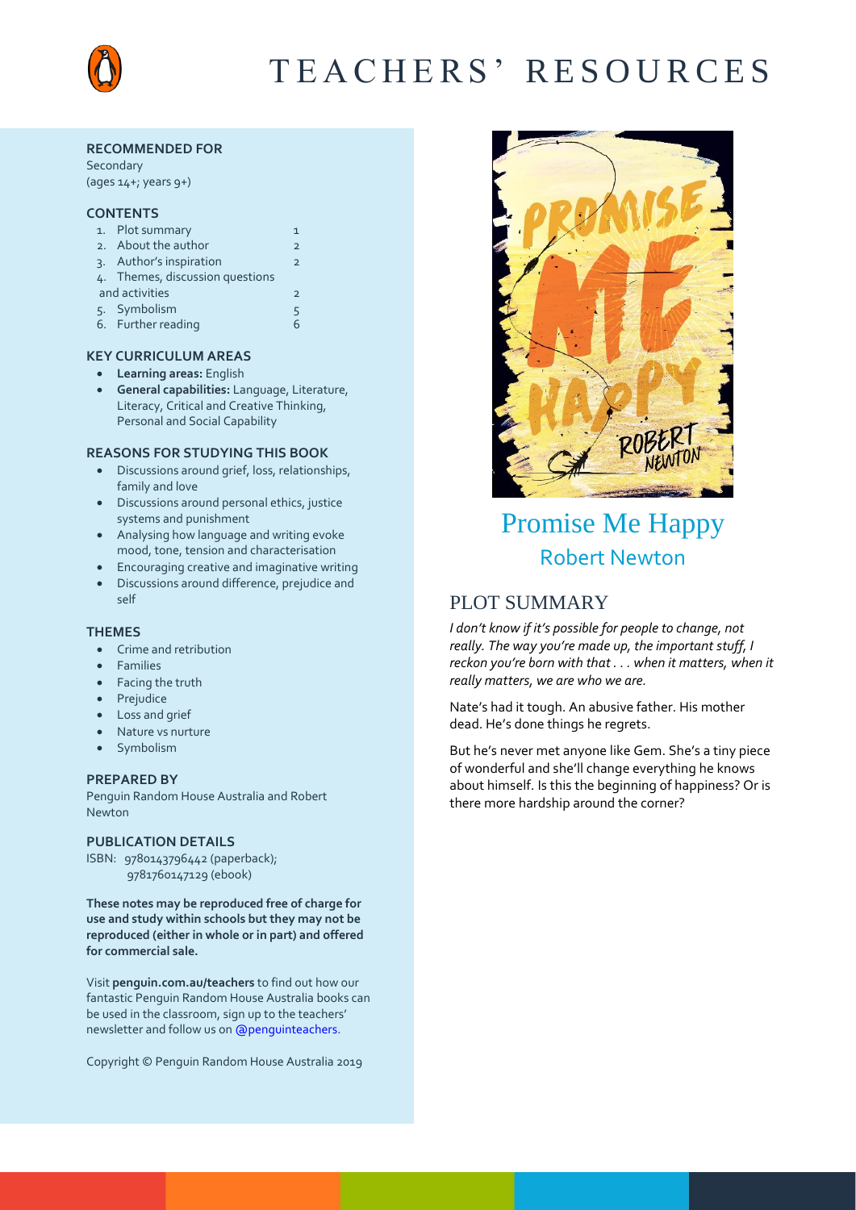# TEACHERS' RESOURCES

**RECOMMENDED FOR**

Secondary
(ages 14+; years 9+)

**CONTENTS**

1. Plot summary 1
2. About the author 2
3. Author's inspiration 2
4. Themes, discussion questions and activities 2
5. Symbolism 5
6. Further reading 6

**KEY CURRICULUM AREAS**

- **Learning areas:** English
- **General capabilities:** Language, Literature, Literacy, Critical and Creative Thinking, Personal and Social Capability

**REASONS FOR STUDYING THIS BOOK**

- Discussions around grief, loss, relationships, family and love
- Discussions around personal ethics, justice systems and punishment
- Analysing how language and writing evoke mood, tone, tension and characterisation
- Encouraging creative and imaginative writing
- Discussions around difference, prejudice and self

**THEMES**

- Crime and retribution
- Families
- Facing the truth
- Prejudice
- Loss and grief
- Nature vs nurture
- Symbolism

**PREPARED BY**

Penguin Random House Australia and Robert Newton

**PUBLICATION DETAILS**

ISBN: 9780143796442 (paperback); 9781760147129 (ebook)

**These notes may be reproduced free of charge for use and study within schools but they may not be reproduced (either in whole or in part) and offered for commercial sale.**

Visit **penguin.com.au/teachers** to find out how our fantastic Penguin Random House Australia books can be used in the classroom, sign up to the teachers' newsletter and follow us on @penguinteachers.

Copyright © Penguin Random House Australia 2019

# Promise Me Happy

## Robert Newton

## PLOT SUMMARY

*I don't know if it's possible for people to change, not really. The way you're made up, the important stuff, I reckon you're born with that . . . when it matters, when it really matters, we are who we are.*

Nate's had it tough. An abusive father. His mother dead. He's done things he regrets.

But he's never met anyone like Gem. She's a tiny piece of wonderful and she'll change everything he knows about himself. Is this the beginning of happiness? Or is there more hardship around the corner?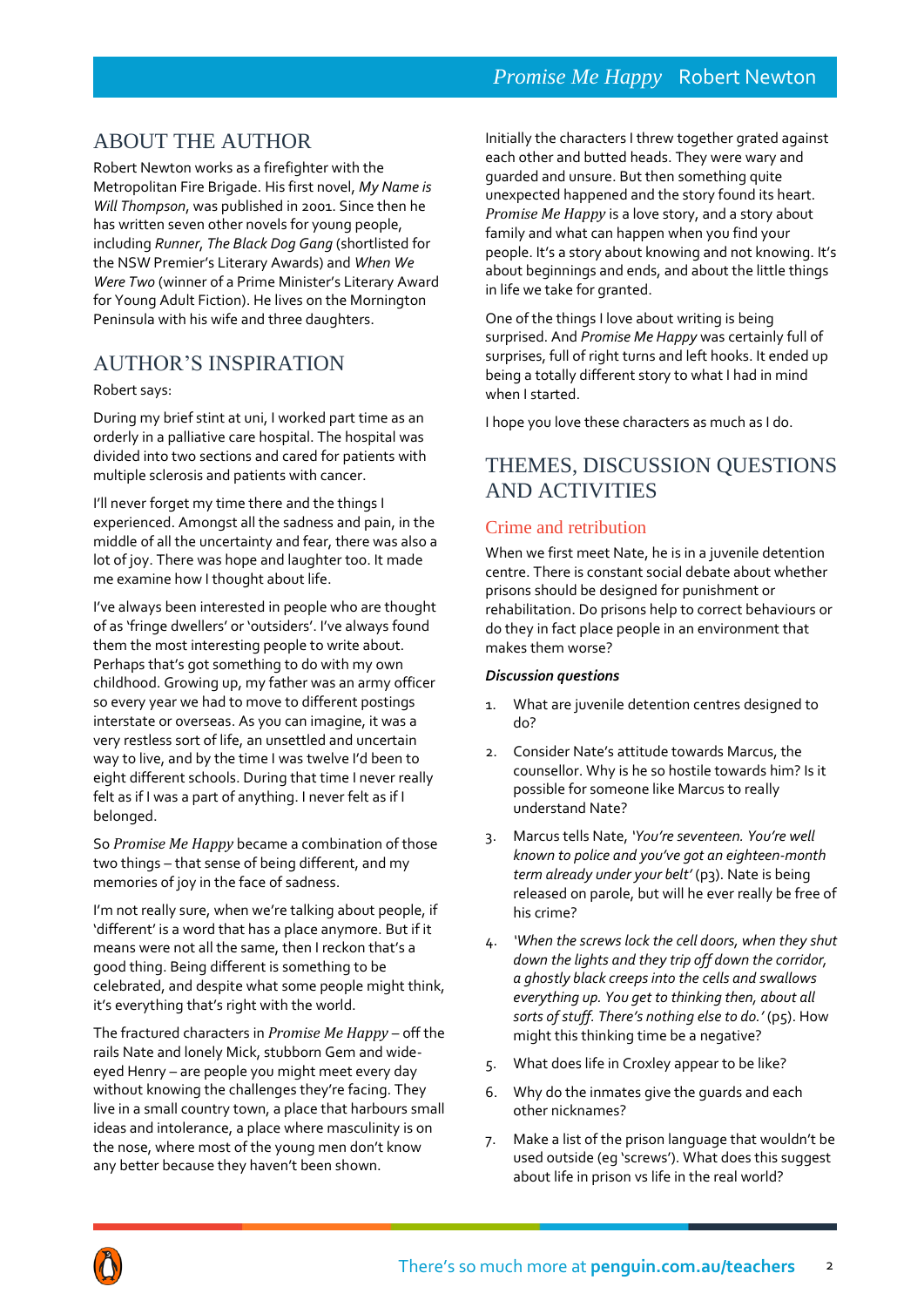## ABOUT THE AUTHOR

Robert Newton works as a firefighter with the Metropolitan Fire Brigade. His first novel, *My Name is Will Thompson*, was published in 2001. Since then he has written seven other novels for young people, including *Runner*, *The Black Dog Gang* (shortlisted for the NSW Premier's Literary Awards) and *When We Were Two* (winner of a Prime Minister's Literary Award for Young Adult Fiction). He lives on the Mornington Peninsula with his wife and three daughters.

## AUTHOR'S INSPIRATION

Robert says:

During my brief stint at uni, I worked part time as an orderly in a palliative care hospital. The hospital was divided into two sections and cared for patients with multiple sclerosis and patients with cancer.

I'll never forget my time there and the things I experienced. Amongst all the sadness and pain, in the middle of all the uncertainty and fear, there was also a lot of joy. There was hope and laughter too. It made me examine how I thought about life.

I've always been interested in people who are thought of as 'fringe dwellers' or 'outsiders'. I've always found them the most interesting people to write about. Perhaps that's got something to do with my own childhood. Growing up, my father was an army officer so every year we had to move to different postings interstate or overseas. As you can imagine, it was a very restless sort of life, an unsettled and uncertain way to live, and by the time I was twelve I'd been to eight different schools. During that time I never really felt as if I was a part of anything. I never felt as if I belonged.

So *Promise Me Happy* became a combination of those two things – that sense of being different, and my memories of joy in the face of sadness.

I'm not really sure, when we're talking about people, if 'different' is a word that has a place anymore. But if it means were not all the same, then I reckon that's a good thing. Being different is something to be celebrated, and despite what some people might think, it's everything that's right with the world.

The fractured characters in *Promise Me Happy* – off the rails Nate and lonely Mick, stubborn Gem and wide-eyed Henry – are people you might meet every day without knowing the challenges they're facing. They live in a small country town, a place that harbours small ideas and intolerance, a place where masculinity is on the nose, where most of the young men don't know any better because they haven't been shown.

Initially the characters I threw together grated against each other and butted heads. They were wary and guarded and unsure. But then something quite unexpected happened and the story found its heart. *Promise Me Happy* is a love story, and a story about family and what can happen when you find your people. It's a story about knowing and not knowing. It's about beginnings and ends, and about the little things in life we take for granted.

One of the things I love about writing is being surprised. And *Promise Me Happy* was certainly full of surprises, full of right turns and left hooks. It ended up being a totally different story to what I had in mind when I started.

I hope you love these characters as much as I do.

## THEMES, DISCUSSION QUESTIONS AND ACTIVITIES

### Crime and retribution

When we first meet Nate, he is in a juvenile detention centre. There is constant social debate about whether prisons should be designed for punishment or rehabilitation. Do prisons help to correct behaviours or do they in fact place people in an environment that makes them worse?

***Discussion questions***

1. What are juvenile detention centres designed to do?
2. Consider Nate's attitude towards Marcus, the counsellor. Why is he so hostile towards him? Is it possible for someone like Marcus to really understand Nate?
3. Marcus tells Nate, '*You're seventeen. You're well known to police and you've got an eighteen-month term already under your belt'* (p3). Nate is being released on parole, but will he ever really be free of his crime?
4. *'When the screws lock the cell doors, when they shut down the lights and they trip off down the corridor, a ghostly black creeps into the cells and swallows everything up. You get to thinking then, about all sorts of stuff. There's nothing else to do.'* (p5). How might this thinking time be a negative?
5. What does life in Croxley appear to be like?
6. Why do the inmates give the guards and each other nicknames?
7. Make a list of the prison language that wouldn't be used outside (eg 'screws'). What does this suggest about life in prison vs life in the real world?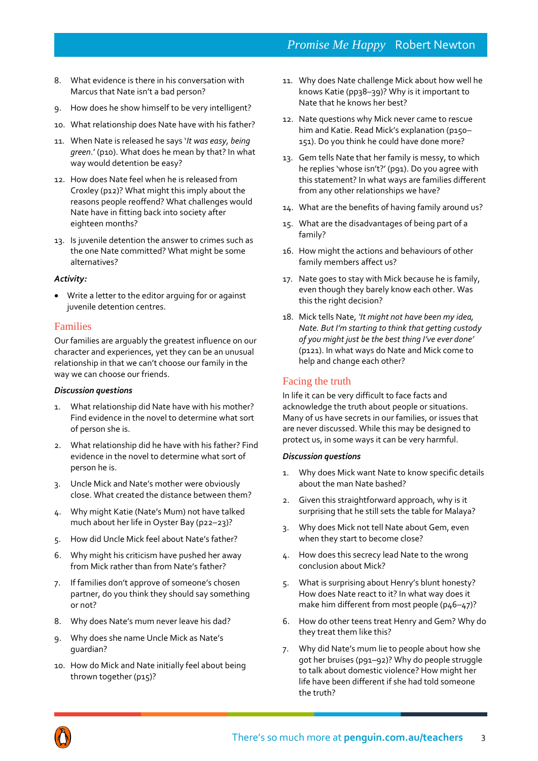8. What evidence is there in his conversation with Marcus that Nate isn't a bad person?
9. How does he show himself to be very intelligent?
10. What relationship does Nate have with his father?
11. When Nate is released he says '*It was easy, being green*.' (p10). What does he mean by that? In what way would detention be easy?
12. How does Nate feel when he is released from Croxley (p12)? What might this imply about the reasons people reoffend? What challenges would Nate have in fitting back into society after eighteen months?
13. Is juvenile detention the answer to crimes such as the one Nate committed? What might be some alternatives?

***Activity:***

- Write a letter to the editor arguing for or against juvenile detention centres.

## Families

Our families are arguably the greatest influence on our character and experiences, yet they can be an unusual relationship in that we can't choose our family in the way we can choose our friends.

***Discussion questions***

1. What relationship did Nate have with his mother? Find evidence in the novel to determine what sort of person she is.
2. What relationship did he have with his father? Find evidence in the novel to determine what sort of person he is.
3. Uncle Mick and Nate's mother were obviously close. What created the distance between them?
4. Why might Katie (Nate's Mum) not have talked much about her life in Oyster Bay (p22–23)?
5. How did Uncle Mick feel about Nate's father?
6. Why might his criticism have pushed her away from Mick rather than from Nate's father?
7. If families don't approve of someone's chosen partner, do you think they should say something or not?
8. Why does Nate's mum never leave his dad?
9. Why does she name Uncle Mick as Nate's guardian?
10. How do Mick and Nate initially feel about being thrown together (p15)?
11. Why does Nate challenge Mick about how well he knows Katie (pp38–39)? Why is it important to Nate that he knows her best?
12. Nate questions why Mick never came to rescue him and Katie. Read Mick's explanation (p150–151). Do you think he could have done more?
13. Gem tells Nate that her family is messy, to which he replies 'whose isn't?' (p91). Do you agree with this statement? In what ways are families different from any other relationships we have?
14. What are the benefits of having family around us?
15. What are the disadvantages of being part of a family?
16. How might the actions and behaviours of other family members affect us?
17. Nate goes to stay with Mick because he is family, even though they barely know each other. Was this the right decision?
18. Mick tells Nate, '*It might not have been my idea, Nate. But I'm starting to think that getting custody of you might just be the best thing I've ever done*' (p121). In what ways do Nate and Mick come to help and change each other?

## Facing the truth

In life it can be very difficult to face facts and acknowledge the truth about people or situations. Many of us have secrets in our families, or issues that are never discussed. While this may be designed to protect us, in some ways it can be very harmful.

***Discussion questions***

1. Why does Mick want Nate to know specific details about the man Nate bashed?
2. Given this straightforward approach, why is it surprising that he still sets the table for Malaya?
3. Why does Mick not tell Nate about Gem, even when they start to become close?
4. How does this secrecy lead Nate to the wrong conclusion about Mick?
5. What is surprising about Henry's blunt honesty? How does Nate react to it? In what way does it make him different from most people (p46–47)?
6. How do other teens treat Henry and Gem? Why do they treat them like this?
7. Why did Nate's mum lie to people about how she got her bruises (p91–92)? Why do people struggle to talk about domestic violence? How might her life have been different if she had told someone the truth?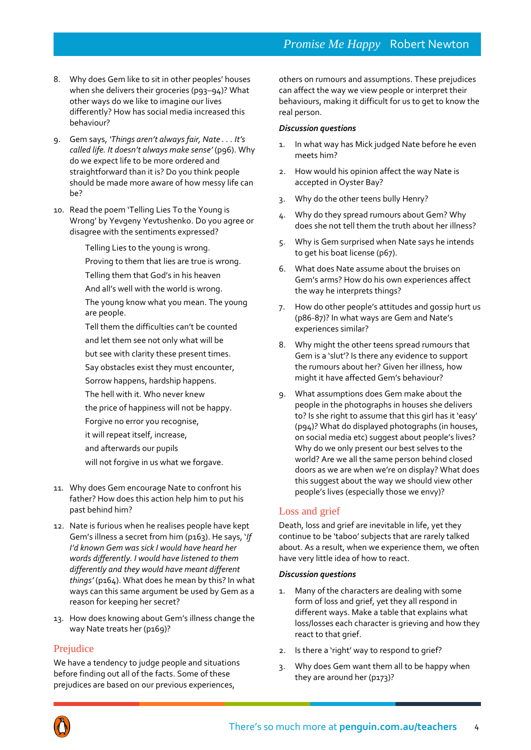8. Why does Gem like to sit in other peoples' houses when she delivers their groceries (p93–94)? What other ways do we like to imagine our lives differently? How has social media increased this behaviour?

9. Gem says, *'Things aren't always fair, Nate . . . It's called life. It doesn't always make sense'* (p96). Why do we expect life to be more ordered and straightforward than it is? Do you think people should be made more aware of how messy life can be?

10. Read the poem 'Telling Lies To the Young is Wrong' by Yevgeny Yevtushenko. Do you agree or disagree with the sentiments expressed?

    Telling Lies to the young is wrong.
    Proving to them that lies are true is wrong.
    Telling them that God's in his heaven
    And all's well with the world is wrong.
    The young know what you mean. The young are people.
    Tell them the difficulties can't be counted
    and let them see not only what will be
    but see with clarity these present times.
    Say obstacles exist they must encounter,
    Sorrow happens, hardship happens.
    The hell with it. Who never knew
    the price of happiness will not be happy.
    Forgive no error you recognise,
    it will repeat itself, increase,
    and afterwards our pupils
    will not forgive in us what we forgave.

11. Why does Gem encourage Nate to confront his father? How does this action help him to put his past behind him?

12. Nate is furious when he realises people have kept Gem's illness a secret from him (p163). He says, *'If I'd known Gem was sick I would have heard her words differently. I would have listened to them differently and they would have meant different things'* (p164). What does he mean by this? In what ways can this same argument be used by Gem as a reason for keeping her secret?

13. How does knowing about Gem's illness change the way Nate treats her (p169)?

## Prejudice

We have a tendency to judge people and situations before finding out all of the facts. Some of these prejudices are based on our previous experiences, others on rumours and assumptions. These prejudices can affect the way we view people or interpret their behaviours, making it difficult for us to get to know the real person.

***Discussion questions***

1. In what way has Mick judged Nate before he even meets him?

2. How would his opinion affect the way Nate is accepted in Oyster Bay?

3. Why do the other teens bully Henry?

4. Why do they spread rumours about Gem? Why does she not tell them the truth about her illness?

5. Why is Gem surprised when Nate says he intends to get his boat license (p67).

6. What does Nate assume about the bruises on Gem's arms? How do his own experiences affect the way he interprets things?

7. How do other people's attitudes and gossip hurt us (p86-87)? In what ways are Gem and Nate's experiences similar?

8. Why might the other teens spread rumours that Gem is a 'slut'? Is there any evidence to support the rumours about her? Given her illness, how might it have affected Gem's behaviour?

9. What assumptions does Gem make about the people in the photographs in houses she delivers to? Is she right to assume that this girl has it 'easy' (p94)? What do displayed photographs (in houses, on social media etc) suggest about people's lives? Why do we only present our best selves to the world? Are we all the same person behind closed doors as we are when we're on display? What does this suggest about the way we should view other people's lives (especially those we envy)?

## Loss and grief

Death, loss and grief are inevitable in life, yet they continue to be 'taboo' subjects that are rarely talked about. As a result, when we experience them, we often have very little idea of how to react.

***Discussion questions***

1. Many of the characters are dealing with some form of loss and grief, yet they all respond in different ways. Make a table that explains what loss/losses each character is grieving and how they react to that grief.

2. Is there a 'right' way to respond to grief?

3. Why does Gem want them all to be happy when they are around her (p173)?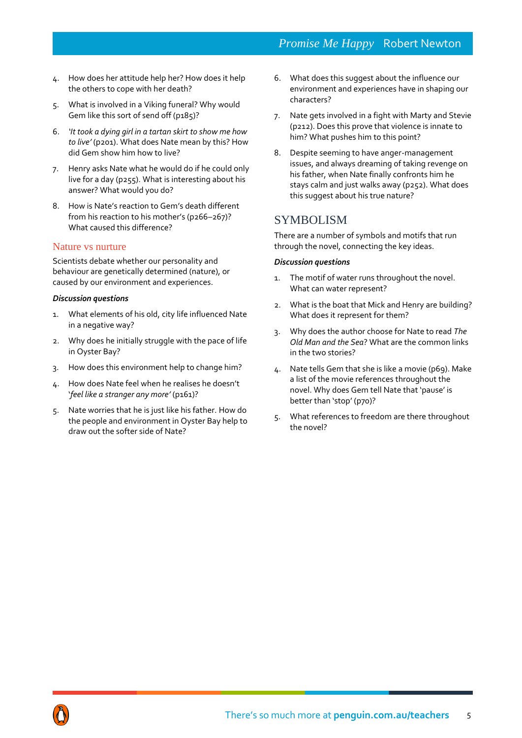4. How does her attitude help her? How does it help the others to cope with her death?
5. What is involved in a Viking funeral? Why would Gem like this sort of send off (p185)?
6. *'It took a dying girl in a tartan skirt to show me how to live'* (p201). What does Nate mean by this? How did Gem show him how to live?
7. Henry asks Nate what he would do if he could only live for a day (p255). What is interesting about his answer? What would you do?
8. How is Nate's reaction to Gem's death different from his reaction to his mother's (p266–267)? What caused this difference?

### Nature vs nurture

Scientists debate whether our personality and behaviour are genetically determined (nature), or caused by our environment and experiences.

***Discussion questions***

1. What elements of his old, city life influenced Nate in a negative way?
2. Why does he initially struggle with the pace of life in Oyster Bay?
3. How does this environment help to change him?
4. How does Nate feel when he realises he doesn't '*feel like a stranger any more'* (p161)?
5. Nate worries that he is just like his father. How do the people and environment in Oyster Bay help to draw out the softer side of Nate?
6. What does this suggest about the influence our environment and experiences have in shaping our characters?
7. Nate gets involved in a fight with Marty and Stevie (p212). Does this prove that violence is innate to him? What pushes him to this point?
8. Despite seeming to have anger-management issues, and always dreaming of taking revenge on his father, when Nate finally confronts him he stays calm and just walks away (p252). What does this suggest about his true nature?

## SYMBOLISM

There are a number of symbols and motifs that run through the novel, connecting the key ideas.

***Discussion questions***

1. The motif of water runs throughout the novel. What can water represent?
2. What is the boat that Mick and Henry are building? What does it represent for them?
3. Why does the author choose for Nate to read *The Old Man and the Sea*? What are the common links in the two stories?
4. Nate tells Gem that she is like a movie (p69). Make a list of the movie references throughout the novel. Why does Gem tell Nate that 'pause' is better than 'stop' (p70)?
5. What references to freedom are there throughout the novel?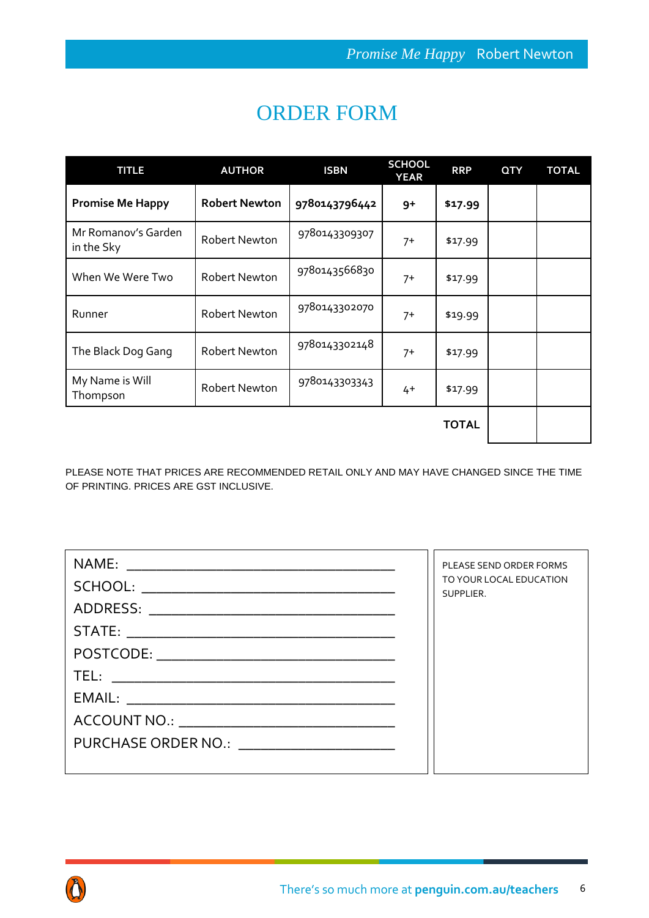# ORDER FORM

| TITLE | AUTHOR | ISBN | SCHOOL YEAR | RRP | QTY | TOTAL |
|---|---|---|---|---|---|---|
| **Promise Me Happy** | **Robert Newton** | **9780143796442** | **9+** | **$17.99** | | |
| Mr Romanov's Garden in the Sky | Robert Newton | 9780143309307 | 7+ | $17.99 | | |
| When We Were Two | Robert Newton | 9780143566830 | 7+ | $17.99 | | |
| Runner | Robert Newton | 9780143302070 | 7+ | $19.99 | | |
| The Black Dog Gang | Robert Newton | 9780143302148 | 7+ | $17.99 | | |
| My Name is Will Thompson | Robert Newton | 9780143303343 | 4+ | $17.99 | | |
| | | | | **TOTAL** | | |

PLEASE NOTE THAT PRICES ARE RECOMMENDED RETAIL ONLY AND MAY HAVE CHANGED SINCE THE TIME OF PRINTING. PRICES ARE GST INCLUSIVE.

NAME: ___________________________________

SCHOOL: _________________________________

ADDRESS: ________________________________

STATE: __________________________________

POSTCODE: _______________________________

TEL: ____________________________________

EMAIL: __________________________________

ACCOUNT NO.: ____________________________

PURCHASE ORDER NO.: _____________________

PLEASE SEND ORDER FORMS TO YOUR LOCAL EDUCATION SUPPLIER.

There's so much more at **penguin.com.au/teachers**